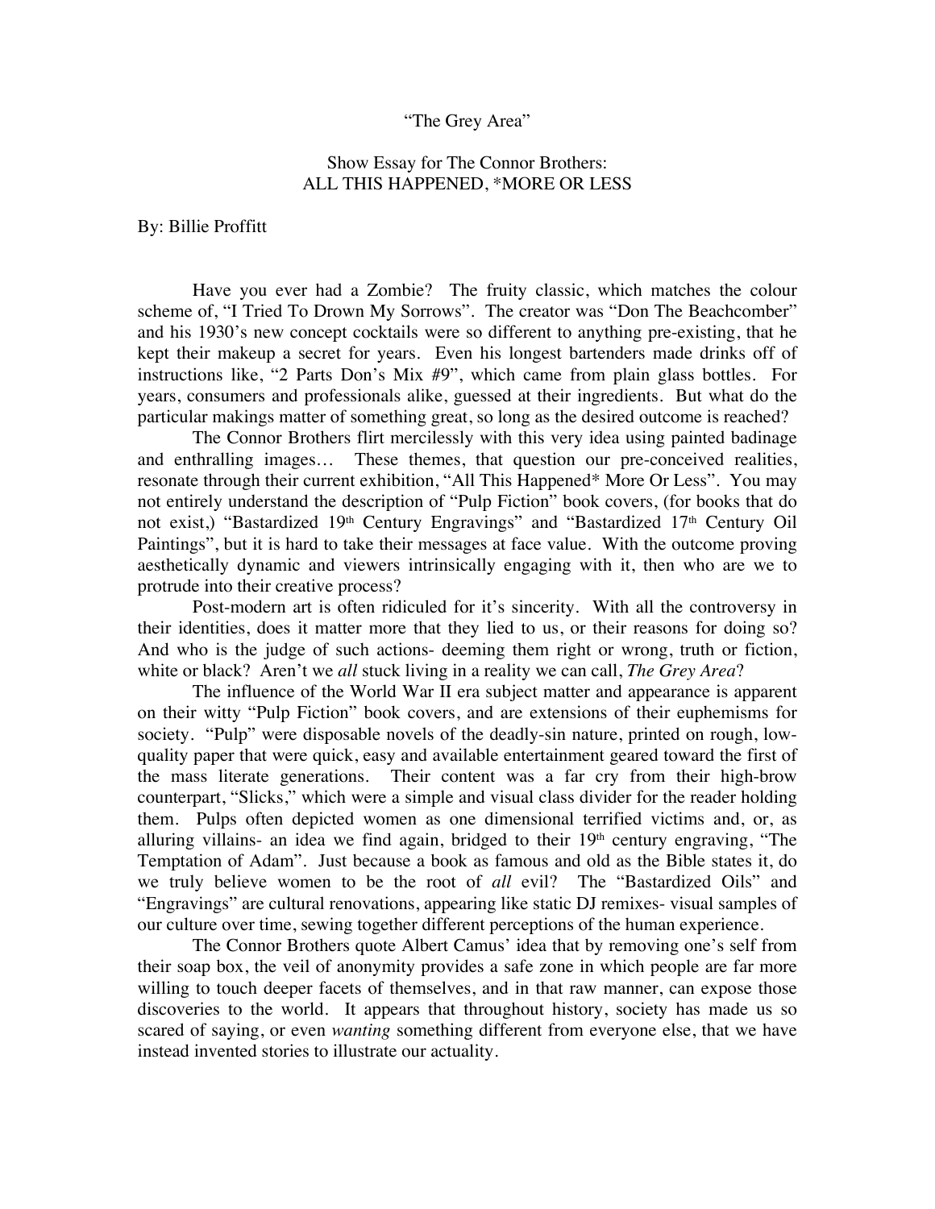"The Grey Area"

Show Essay for The Connor Brothers:
ALL THIS HAPPENED, *MORE OR LESS

By: Billie Proffitt

Have you ever had a Zombie? The fruity classic, which matches the colour scheme of, "I Tried To Drown My Sorrows". The creator was "Don The Beachcomber" and his 1930's new concept cocktails were so different to anything pre-existing, that he kept their makeup a secret for years. Even his longest bartenders made drinks off of instructions like, "2 Parts Don's Mix #9", which came from plain glass bottles. For years, consumers and professionals alike, guessed at their ingredients. But what do the particular makings matter of something great, so long as the desired outcome is reached?

The Connor Brothers flirt mercilessly with this very idea using painted badinage and enthralling images… These themes, that question our pre-conceived realities, resonate through their current exhibition, "All This Happened* More Or Less". You may not entirely understand the description of "Pulp Fiction" book covers, (for books that do not exist,) "Bastardized 19th Century Engravings" and "Bastardized 17th Century Oil Paintings", but it is hard to take their messages at face value. With the outcome proving aesthetically dynamic and viewers intrinsically engaging with it, then who are we to protrude into their creative process?

Post-modern art is often ridiculed for it's sincerity. With all the controversy in their identities, does it matter more that they lied to us, or their reasons for doing so? And who is the judge of such actions- deeming them right or wrong, truth or fiction, white or black? Aren't we *all* stuck living in a reality we can call, *The Grey Area*?

The influence of the World War II era subject matter and appearance is apparent on their witty "Pulp Fiction" book covers, and are extensions of their euphemisms for society. "Pulp" were disposable novels of the deadly-sin nature, printed on rough, low-quality paper that were quick, easy and available entertainment geared toward the first of the mass literate generations. Their content was a far cry from their high-brow counterpart, "Slicks," which were a simple and visual class divider for the reader holding them. Pulps often depicted women as one dimensional terrified victims and, or, as alluring villains- an idea we find again, bridged to their 19th century engraving, "The Temptation of Adam". Just because a book as famous and old as the Bible states it, do we truly believe women to be the root of *all* evil? The "Bastardized Oils" and "Engravings" are cultural renovations, appearing like static DJ remixes- visual samples of our culture over time, sewing together different perceptions of the human experience.

The Connor Brothers quote Albert Camus' idea that by removing one's self from their soap box, the veil of anonymity provides a safe zone in which people are far more willing to touch deeper facets of themselves, and in that raw manner, can expose those discoveries to the world. It appears that throughout history, society has made us so scared of saying, or even *wanting* something different from everyone else, that we have instead invented stories to illustrate our actuality.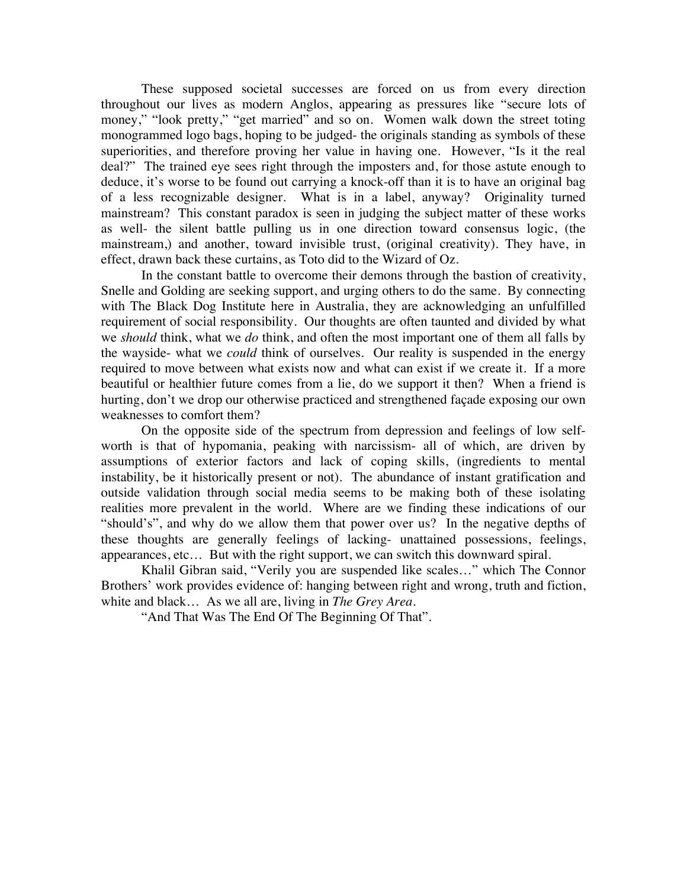These supposed societal successes are forced on us from every direction throughout our lives as modern Anglos, appearing as pressures like "secure lots of money," "look pretty," "get married" and so on. Women walk down the street toting monogrammed logo bags, hoping to be judged- the originals standing as symbols of these superiorities, and therefore proving her value in having one. However, "Is it the real deal?" The trained eye sees right through the imposters and, for those astute enough to deduce, it's worse to be found out carrying a knock-off than it is to have an original bag of a less recognizable designer. What is in a label, anyway? Originality turned mainstream? This constant paradox is seen in judging the subject matter of these works as well- the silent battle pulling us in one direction toward consensus logic, (the mainstream,) and another, toward invisible trust, (original creativity). They have, in effect, drawn back these curtains, as Toto did to the Wizard of Oz.

In the constant battle to overcome their demons through the bastion of creativity, Snelle and Golding are seeking support, and urging others to do the same. By connecting with The Black Dog Institute here in Australia, they are acknowledging an unfulfilled requirement of social responsibility. Our thoughts are often taunted and divided by what we *should* think, what we *do* think, and often the most important one of them all falls by the wayside- what we *could* think of ourselves. Our reality is suspended in the energy required to move between what exists now and what can exist if we create it. If a more beautiful or healthier future comes from a lie, do we support it then? When a friend is hurting, don't we drop our otherwise practiced and strengthened façade exposing our own weaknesses to comfort them?

On the opposite side of the spectrum from depression and feelings of low self-worth is that of hypomania, peaking with narcissism- all of which, are driven by assumptions of exterior factors and lack of coping skills, (ingredients to mental instability, be it historically present or not). The abundance of instant gratification and outside validation through social media seems to be making both of these isolating realities more prevalent in the world. Where are we finding these indications of our "should's", and why do we allow them that power over us? In the negative depths of these thoughts are generally feelings of lacking- unattained possessions, feelings, appearances, etc… But with the right support, we can switch this downward spiral.

Khalil Gibran said, "Verily you are suspended like scales…" which The Connor Brothers' work provides evidence of: hanging between right and wrong, truth and fiction, white and black… As we all are, living in *The Grey Area*.

"And That Was The End Of The Beginning Of That".